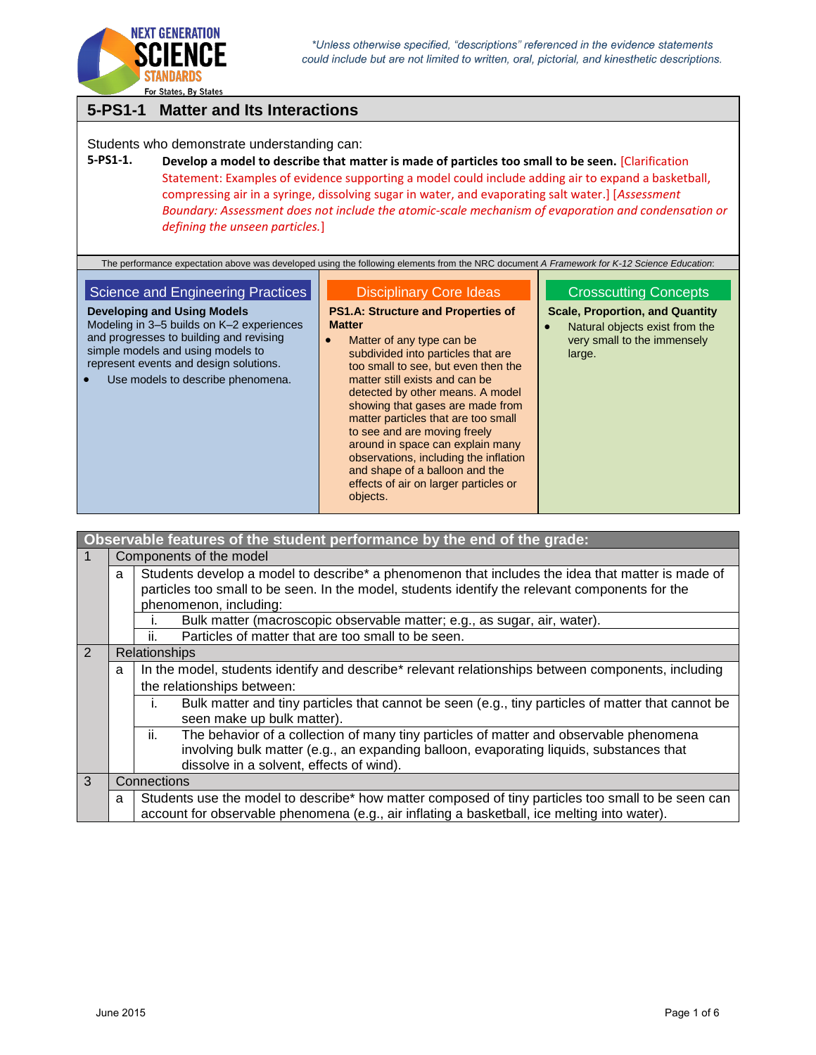*\*Unless otherwise specified, "descriptions" referenced in the evidence statements could include but are not limited to written, oral, pictorial, and kinesthetic descriptions.*

## 5-PS1-1 Matter and Its Interactions

Students who demonstrate understanding can:

**5-PS1-1.** **Develop a model to describe that matter is made of particles too small to be seen.** [Clarification Statement: Examples of evidence supporting a model could include adding air to expand a basketball, compressing air in a syringe, dissolving sugar in water, and evaporating salt water.] [*Assessment Boundary: Assessment does not include the atomic-scale mechanism of evaporation and condensation or defining the unseen particles.*]

The performance expectation above was developed using the following elements from the NRC document *A Framework for K-12 Science Education*:

| Science and Engineering Practices | Disciplinary Core Ideas | Crosscutting Concepts |
|---|---|---|
| **Developing and Using Models**<br>Modeling in 3–5 builds on K–2 experiences and progresses to building and revising simple models and using models to represent events and design solutions.<br>• Use models to describe phenomena. | **PS1.A: Structure and Properties of Matter**<br>• Matter of any type can be subdivided into particles that are too small to see, but even then the matter still exists and can be detected by other means. A model showing that gases are made from matter particles that are too small to see and are moving freely around in space can explain many observations, including the inflation and shape of a balloon and the effects of air on larger particles or objects. | **Scale, Proportion, and Quantity**<br>• Natural objects exist from the very small to the immensely large. |

| Observable features of the student performance by the end of the grade: | | | |
|---|---|---|---|
| 1 | Components of the model | | |
| | a | Students develop a model to describe* a phenomenon that includes the idea that matter is made of particles too small to be seen. In the model, students identify the relevant components for the phenomenon, including: | |
| | | i. | Bulk matter (macroscopic observable matter; e.g., as sugar, air, water). |
| | | ii. | Particles of matter that are too small to be seen. |
| 2 | Relationships | | |
| | a | In the model, students identify and describe* relevant relationships between components, including the relationships between: | |
| | | i. | Bulk matter and tiny particles that cannot be seen (e.g., tiny particles of matter that cannot be seen make up bulk matter). |
| | | ii. | The behavior of a collection of many tiny particles of matter and observable phenomena involving bulk matter (e.g., an expanding balloon, evaporating liquids, substances that dissolve in a solvent, effects of wind). |
| 3 | Connections | | |
| | a | Students use the model to describe* how matter composed of tiny particles too small to be seen can account for observable phenomena (e.g., air inflating a basketball, ice melting into water). | |

June 2015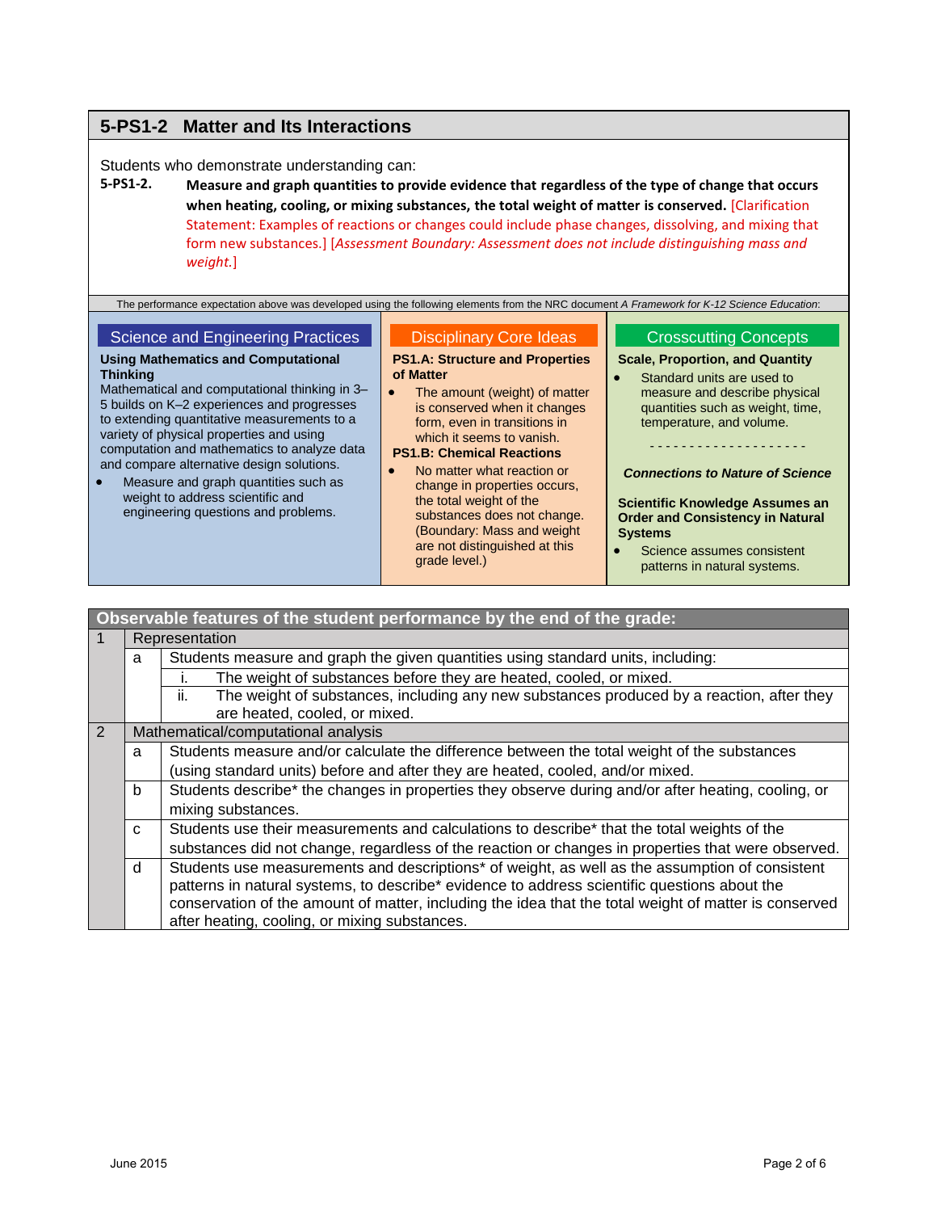## 5-PS1-2 Matter and Its Interactions

Students who demonstrate understanding can:

**5-PS1-2.** **Measure and graph quantities to provide evidence that regardless of the type of change that occurs when heating, cooling, or mixing substances, the total weight of matter is conserved.** [Clarification Statement: Examples of reactions or changes could include phase changes, dissolving, and mixing that form new substances.] [*Assessment Boundary: Assessment does not include distinguishing mass and weight.*]

The performance expectation above was developed using the following elements from the NRC document *A Framework for K-12 Science Education*:

### Science and Engineering Practices

**Using Mathematics and Computational Thinking**

Mathematical and computational thinking in 3–5 builds on K–2 experiences and progresses to extending quantitative measurements to a variety of physical properties and using computation and mathematics to analyze data and compare alternative design solutions.

- Measure and graph quantities such as weight to address scientific and engineering questions and problems.

### Disciplinary Core Ideas

**PS1.A: Structure and Properties of Matter**

- The amount (weight) of matter is conserved when it changes form, even in transitions in which it seems to vanish.

**PS1.B: Chemical Reactions**

- No matter what reaction or change in properties occurs, the total weight of the substances does not change. (Boundary: Mass and weight are not distinguished at this grade level.)

### Crosscutting Concepts

**Scale, Proportion, and Quantity**

- Standard units are used to measure and describe physical quantities such as weight, time, temperature, and volume.

- - - - - - - - - - - - - - - - - - -

***Connections to Nature of Science***

**Scientific Knowledge Assumes an Order and Consistency in Natural Systems**

- Science assumes consistent patterns in natural systems.

| Observable features of the student performance by the end of the grade: | | | |
|---|---|---|---|
| 1 | Representation | | |
| | a | Students measure and graph the given quantities using standard units, including: | |
| | | i. | The weight of substances before they are heated, cooled, or mixed. |
| | | ii. | The weight of substances, including any new substances produced by a reaction, after they are heated, cooled, or mixed. |
| 2 | Mathematical/computational analysis | | |
| | a | Students measure and/or calculate the difference between the total weight of the substances (using standard units) before and after they are heated, cooled, and/or mixed. | |
| | b | Students describe* the changes in properties they observe during and/or after heating, cooling, or mixing substances. | |
| | c | Students use their measurements and calculations to describe* that the total weights of the substances did not change, regardless of the reaction or changes in properties that were observed. | |
| | d | Students use measurements and descriptions* of weight, as well as the assumption of consistent patterns in natural systems, to describe* evidence to address scientific questions about the conservation of the amount of matter, including the idea that the total weight of matter is conserved after heating, cooling, or mixing substances. | |

June 2015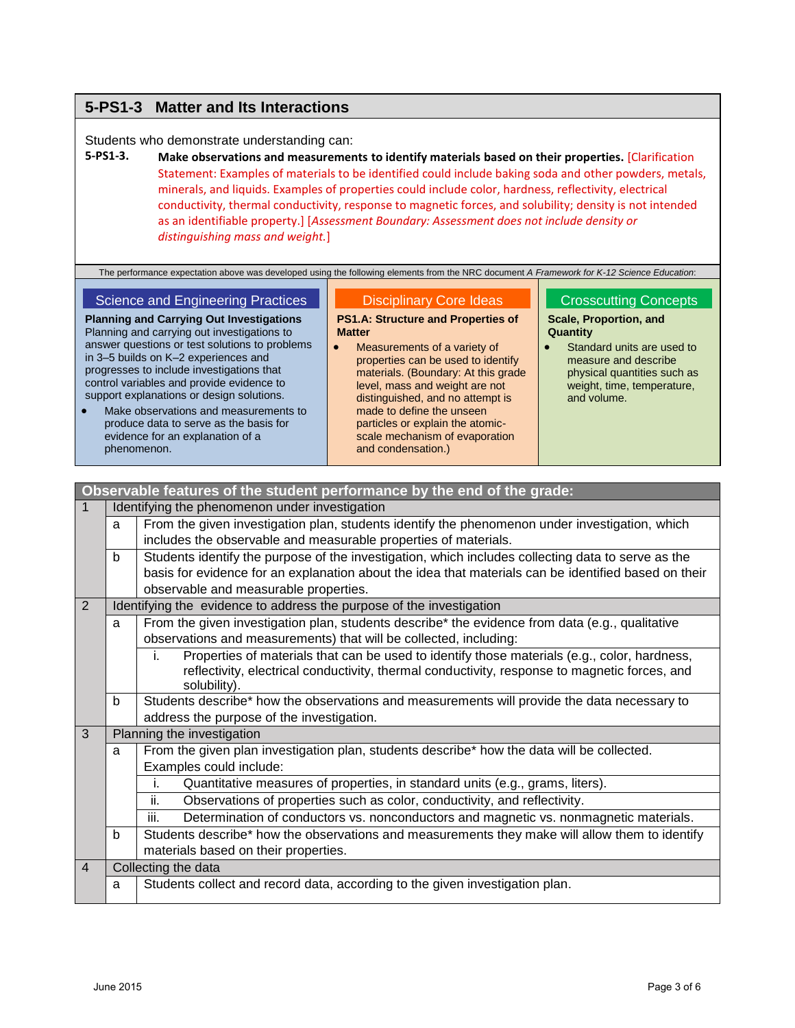## 5-PS1-3 Matter and Its Interactions

Students who demonstrate understanding can:

**5-PS1-3.** **Make observations and measurements to identify materials based on their properties.** [Clarification Statement: Examples of materials to be identified could include baking soda and other powders, metals, minerals, and liquids. Examples of properties could include color, hardness, reflectivity, electrical conductivity, thermal conductivity, response to magnetic forces, and solubility; density is not intended as an identifiable property.] [*Assessment Boundary: Assessment does not include density or distinguishing mass and weight.*]

The performance expectation above was developed using the following elements from the NRC document *A Framework for K-12 Science Education*:

### Science and Engineering Practices

**Planning and Carrying Out Investigations**
Planning and carrying out investigations to answer questions or test solutions to problems in 3–5 builds on K–2 experiences and progresses to include investigations that control variables and provide evidence to support explanations or design solutions.

- Make observations and measurements to produce data to serve as the basis for evidence for an explanation of a phenomenon.

### Disciplinary Core Ideas

**PS1.A: Structure and Properties of Matter**

- Measurements of a variety of properties can be used to identify materials. (Boundary: At this grade level, mass and weight are not distinguished, and no attempt is made to define the unseen particles or explain the atomic-scale mechanism of evaporation and condensation.)

### Crosscutting Concepts

**Scale, Proportion, and Quantity**

- Standard units are used to measure and describe physical quantities such as weight, time, temperature, and volume.

| Observable features of the student performance by the end of the grade: | | | |
|---|---|---|---|
| 1 | Identifying the phenomenon under investigation | | |
| | a | From the given investigation plan, students identify the phenomenon under investigation, which includes the observable and measurable properties of materials. | |
| | b | Students identify the purpose of the investigation, which includes collecting data to serve as the basis for evidence for an explanation about the idea that materials can be identified based on their observable and measurable properties. | |
| 2 | Identifying the evidence to address the purpose of the investigation | | |
| | a | From the given investigation plan, students describe* the evidence from data (e.g., qualitative observations and measurements) that will be collected, including: | |
| | | i. | Properties of materials that can be used to identify those materials (e.g., color, hardness, reflectivity, electrical conductivity, thermal conductivity, response to magnetic forces, and solubility). |
| | b | Students describe* how the observations and measurements will provide the data necessary to address the purpose of the investigation. | |
| 3 | Planning the investigation | | |
| | a | From the given plan investigation plan, students describe* how the data will be collected. Examples could include: | |
| | | i. | Quantitative measures of properties, in standard units (e.g., grams, liters). |
| | | ii. | Observations of properties such as color, conductivity, and reflectivity. |
| | | iii. | Determination of conductors vs. nonconductors and magnetic vs. nonmagnetic materials. |
| | b | Students describe* how the observations and measurements they make will allow them to identify materials based on their properties. | |
| 4 | Collecting the data | | |
| | a | Students collect and record data, according to the given investigation plan. | |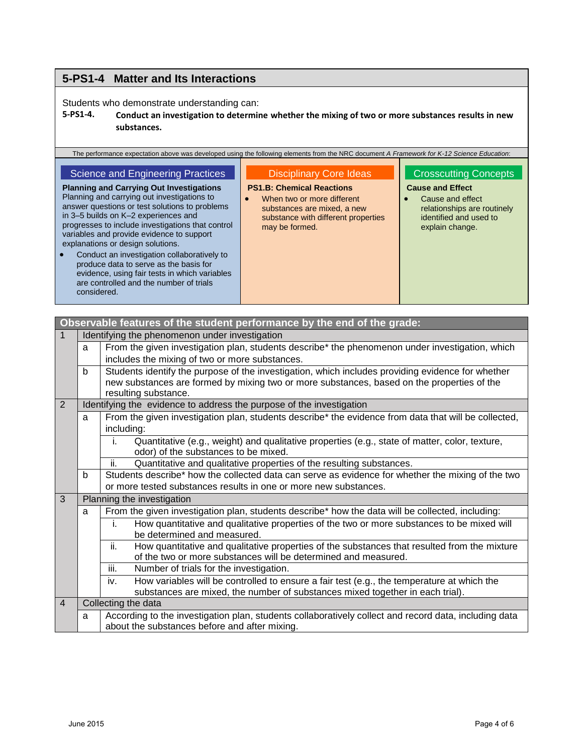## 5-PS1-4 Matter and Its Interactions

Students who demonstrate understanding can:

**5-PS1-4. Conduct an investigation to determine whether the mixing of two or more substances results in new substances.**

The performance expectation above was developed using the following elements from the NRC document *A Framework for K-12 Science Education*:

| Science and Engineering Practices | Disciplinary Core Ideas | Crosscutting Concepts |
|---|---|---|
| **Planning and Carrying Out Investigations**<br>Planning and carrying out investigations to answer questions or test solutions to problems in 3–5 builds on K–2 experiences and progresses to include investigations that control variables and provide evidence to support explanations or design solutions.<br>• Conduct an investigation collaboratively to produce data to serve as the basis for evidence, using fair tests in which variables are controlled and the number of trials considered. | **PS1.B: Chemical Reactions**<br>• When two or more different substances are mixed, a new substance with different properties may be formed. | **Cause and Effect**<br>• Cause and effect relationships are routinely identified and used to explain change. |

| Observable features of the student performance by the end of the grade: | | | |
|---|---|---|---|
| 1 | Identifying the phenomenon under investigation | | |
| | a | From the given investigation plan, students describe* the phenomenon under investigation, which includes the mixing of two or more substances. | |
| | b | Students identify the purpose of the investigation, which includes providing evidence for whether new substances are formed by mixing two or more substances, based on the properties of the resulting substance. | |
| 2 | Identifying the evidence to address the purpose of the investigation | | |
| | a | From the given investigation plan, students describe* the evidence from data that will be collected, including: | |
| | | i. | Quantitative (e.g., weight) and qualitative properties (e.g., state of matter, color, texture, odor) of the substances to be mixed. |
| | | ii. | Quantitative and qualitative properties of the resulting substances. |
| | b | Students describe* how the collected data can serve as evidence for whether the mixing of the two or more tested substances results in one or more new substances. | |
| 3 | Planning the investigation | | |
| | a | From the given investigation plan, students describe* how the data will be collected, including: | |
| | | i. | How quantitative and qualitative properties of the two or more substances to be mixed will be determined and measured. |
| | | ii. | How quantitative and qualitative properties of the substances that resulted from the mixture of the two or more substances will be determined and measured. |
| | | iii. | Number of trials for the investigation. |
| | | iv. | How variables will be controlled to ensure a fair test (e.g., the temperature at which the substances are mixed, the number of substances mixed together in each trial). |
| 4 | Collecting the data | | |
| | a | According to the investigation plan, students collaboratively collect and record data, including data about the substances before and after mixing. | |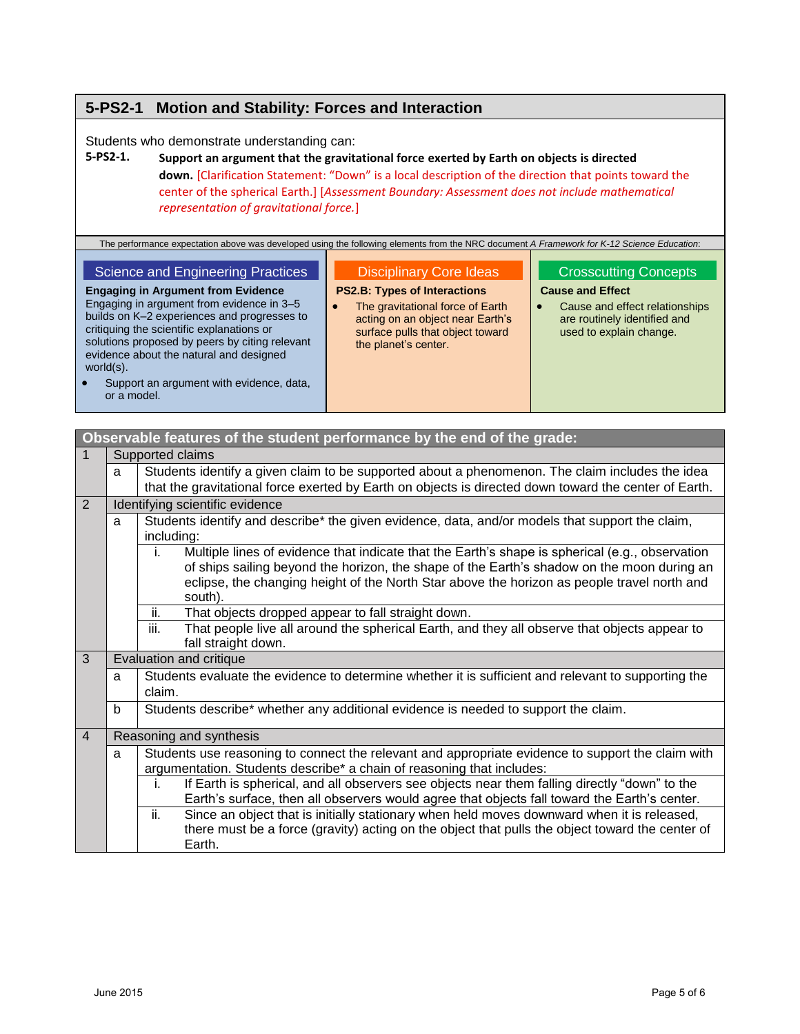## 5-PS2-1 Motion and Stability: Forces and Interaction

Students who demonstrate understanding can:

**5-PS2-1.** **Support an argument that the gravitational force exerted by Earth on objects is directed down.** [Clarification Statement: "Down" is a local description of the direction that points toward the center of the spherical Earth.] [*Assessment Boundary: Assessment does not include mathematical representation of gravitational force.*]

The performance expectation above was developed using the following elements from the NRC document *A Framework for K-12 Science Education*:

| Science and Engineering Practices | Disciplinary Core Ideas | Crosscutting Concepts |
|---|---|---|
| **Engaging in Argument from Evidence**<br>Engaging in argument from evidence in 3–5 builds on K–2 experiences and progresses to critiquing the scientific explanations or solutions proposed by peers by citing relevant evidence about the natural and designed world(s).<br>• Support an argument with evidence, data, or a model. | **PS2.B: Types of Interactions**<br>• The gravitational force of Earth acting on an object near Earth's surface pulls that object toward the planet's center. | **Cause and Effect**<br>• Cause and effect relationships are routinely identified and used to explain change. |

| Observable features of the student performance by the end of the grade: | | | |
|---|---|---|---|
| 1 | Supported claims | | |
| | a | Students identify a given claim to be supported about a phenomenon. The claim includes the idea that the gravitational force exerted by Earth on objects is directed down toward the center of Earth. | |
| 2 | Identifying scientific evidence | | |
| | a | Students identify and describe* the given evidence, data, and/or models that support the claim, including: | |
| | | i. | Multiple lines of evidence that indicate that the Earth's shape is spherical (e.g., observation of ships sailing beyond the horizon, the shape of the Earth's shadow on the moon during an eclipse, the changing height of the North Star above the horizon as people travel north and south). |
| | | ii. | That objects dropped appear to fall straight down. |
| | | iii. | That people live all around the spherical Earth, and they all observe that objects appear to fall straight down. |
| 3 | Evaluation and critique | | |
| | a | Students evaluate the evidence to determine whether it is sufficient and relevant to supporting the claim. | |
| | b | Students describe* whether any additional evidence is needed to support the claim. | |
| 4 | Reasoning and synthesis | | |
| | a | Students use reasoning to connect the relevant and appropriate evidence to support the claim with argumentation. Students describe* a chain of reasoning that includes: | |
| | | i. | If Earth is spherical, and all observers see objects near them falling directly "down" to the Earth's surface, then all observers would agree that objects fall toward the Earth's center. |
| | | ii. | Since an object that is initially stationary when held moves downward when it is released, there must be a force (gravity) acting on the object that pulls the object toward the center of Earth. |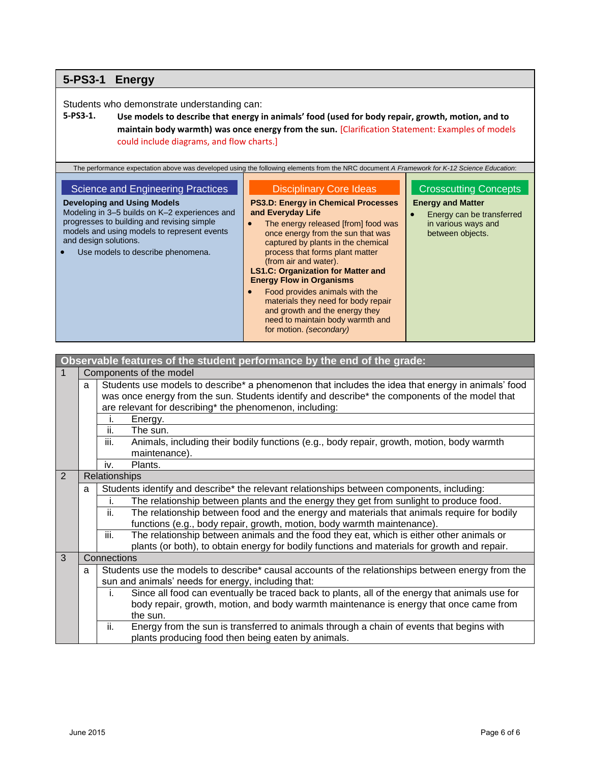## 5-PS3-1 Energy

Students who demonstrate understanding can:

**5-PS3-1.** **Use models to describe that energy in animals' food (used for body repair, growth, motion, and to maintain body warmth) was once energy from the sun.** [Clarification Statement: Examples of models could include diagrams, and flow charts.]

The performance expectation above was developed using the following elements from the NRC document *A Framework for K-12 Science Education*:

| Science and Engineering Practices | Disciplinary Core Ideas | Crosscutting Concepts |
|---|---|---|
| **Developing and Using Models**<br>Modeling in 3–5 builds on K–2 experiences and progresses to building and revising simple models and using models to represent events and design solutions.<br>• Use models to describe phenomena. | **PS3.D: Energy in Chemical Processes and Everyday Life**<br>• The energy released [from] food was once energy from the sun that was captured by plants in the chemical process that forms plant matter (from air and water).<br>**LS1.C: Organization for Matter and Energy Flow in Organisms**<br>• Food provides animals with the materials they need for body repair and growth and the energy they need to maintain body warmth and for motion. *(secondary)* | **Energy and Matter**<br>• Energy can be transferred in various ways and between objects. |

| Observable features of the student performance by the end of the grade: | | | |
|---|---|---|---|
| 1 | Components of the model | | |
| | a | Students use models to describe* a phenomenon that includes the idea that energy in animals' food was once energy from the sun. Students identify and describe* the components of the model that are relevant for describing* the phenomenon, including: | |
| | | i. | Energy. |
| | | ii. | The sun. |
| | | iii. | Animals, including their bodily functions (e.g., body repair, growth, motion, body warmth maintenance). |
| | | iv. | Plants. |
| 2 | Relationships | | |
| | a | Students identify and describe* the relevant relationships between components, including: | |
| | | i. | The relationship between plants and the energy they get from sunlight to produce food. |
| | | ii. | The relationship between food and the energy and materials that animals require for bodily functions (e.g., body repair, growth, motion, body warmth maintenance). |
| | | iii. | The relationship between animals and the food they eat, which is either other animals or plants (or both), to obtain energy for bodily functions and materials for growth and repair. |
| 3 | Connections | | |
| | a | Students use the models to describe* causal accounts of the relationships between energy from the sun and animals' needs for energy, including that: | |
| | | i. | Since all food can eventually be traced back to plants, all of the energy that animals use for body repair, growth, motion, and body warmth maintenance is energy that once came from the sun. |
| | | ii. | Energy from the sun is transferred to animals through a chain of events that begins with plants producing food then being eaten by animals. |